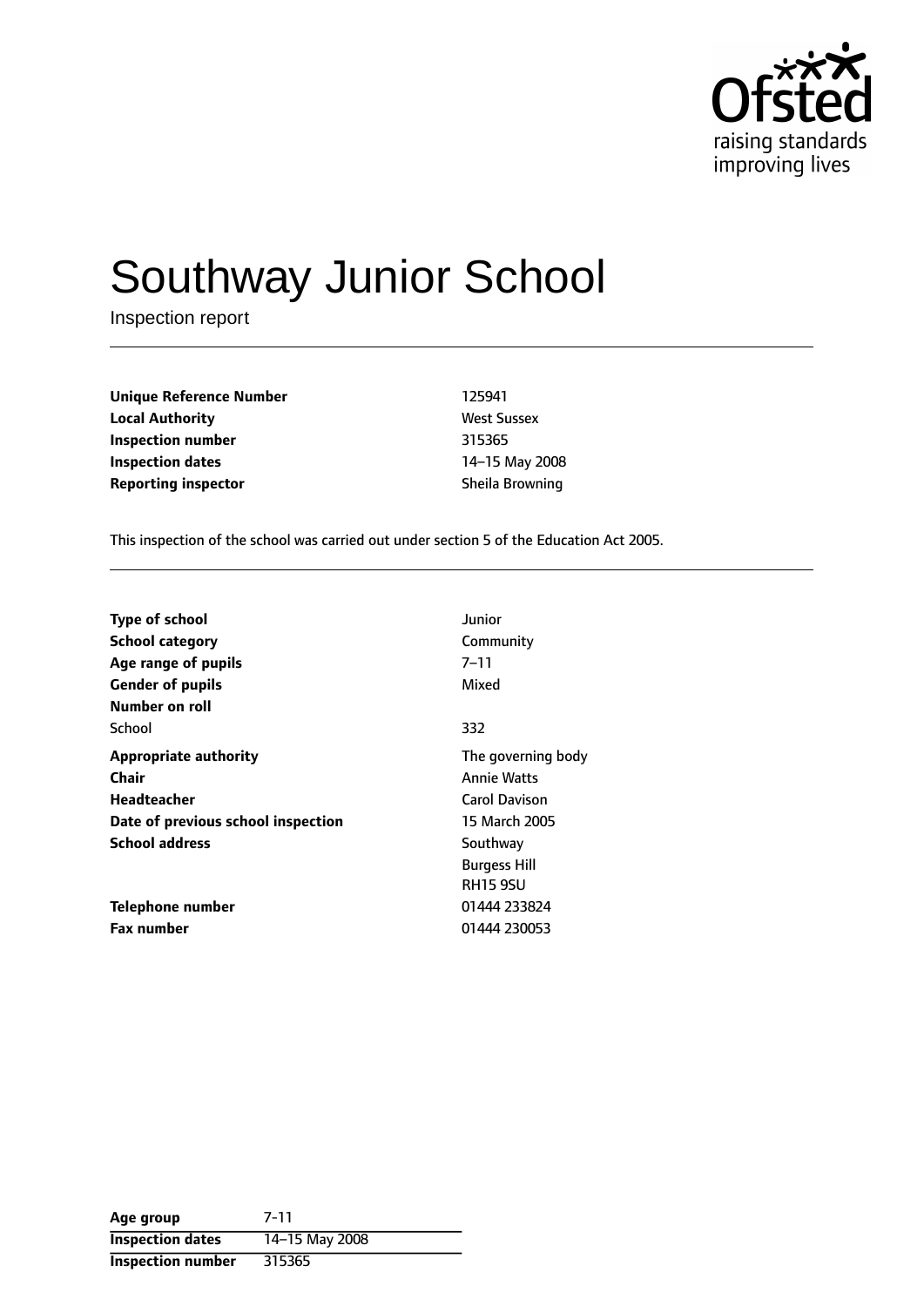Ofsted
raising standards
improving lives

# Southway Junior School

Inspection report

| | |
|---|---|
| **Unique Reference Number** | 125941 |
| **Local Authority** | West Sussex |
| **Inspection number** | 315365 |
| **Inspection dates** | 14–15 May 2008 |
| **Reporting inspector** | Sheila Browning |

This inspection of the school was carried out under section 5 of the Education Act 2005.

| | |
|---|---|
| **Type of school** | Junior |
| **School category** | Community |
| **Age range of pupils** | 7–11 |
| **Gender of pupils** | Mixed |
| **Number on roll** | |
| School | 332 |
| **Appropriate authority** | The governing body |
| **Chair** | Annie Watts |
| **Headteacher** | Carol Davison |
| **Date of previous school inspection** | 15 March 2005 |
| **School address** | Southway<br>Burgess Hill<br>RH15 9SU |
| **Telephone number** | 01444 233824 |
| **Fax number** | 01444 230053 |

| | |
|---|---|
| **Age group** | 7-11 |
| **Inspection dates** | 14–15 May 2008 |
| **Inspection number** | 315365 |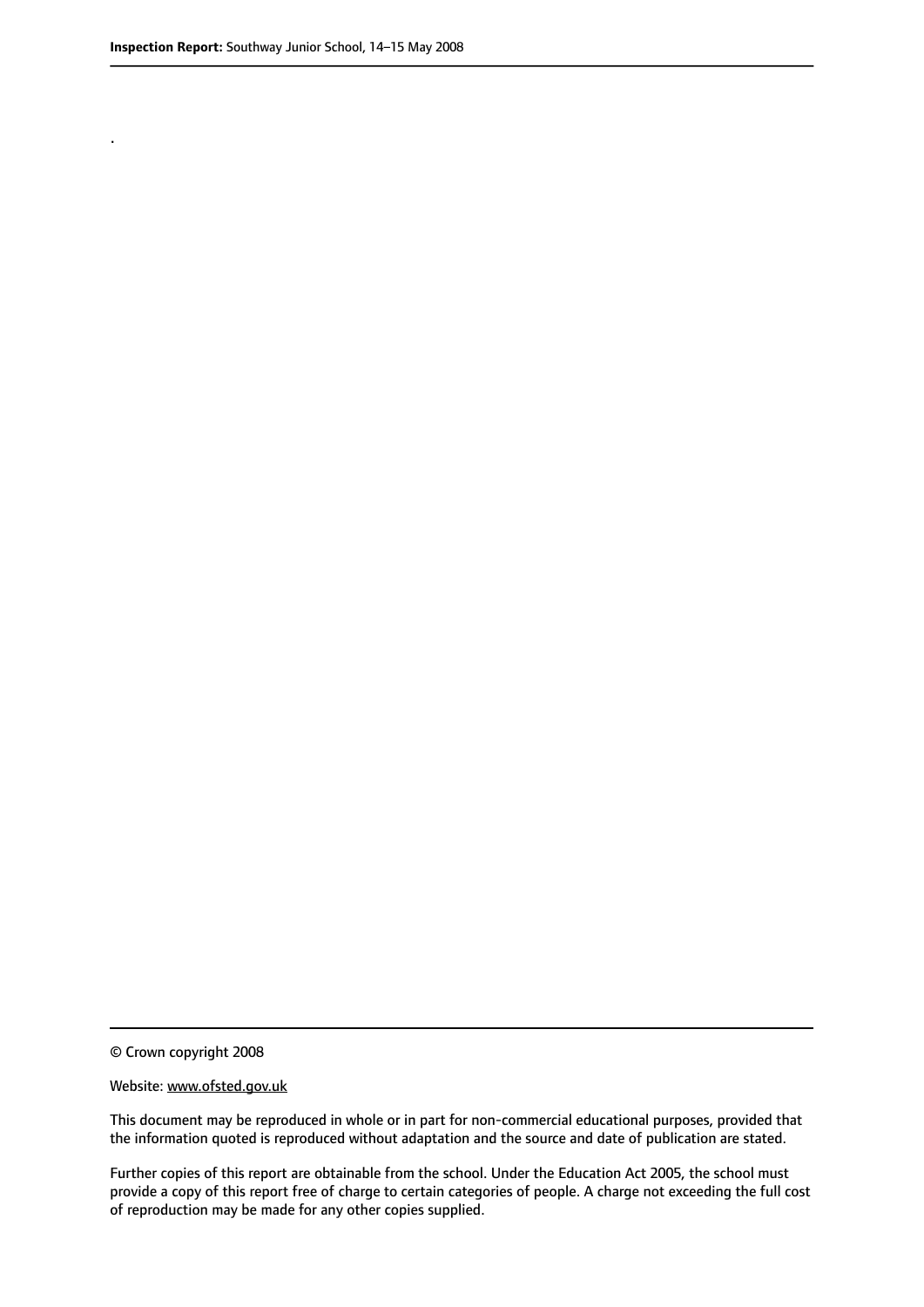.

© Crown copyright 2008

Website: www.ofsted.gov.uk

This document may be reproduced in whole or in part for non-commercial educational purposes, provided that the information quoted is reproduced without adaptation and the source and date of publication are stated.

Further copies of this report are obtainable from the school. Under the Education Act 2005, the school must provide a copy of this report free of charge to certain categories of people. A charge not exceeding the full cost of reproduction may be made for any other copies supplied.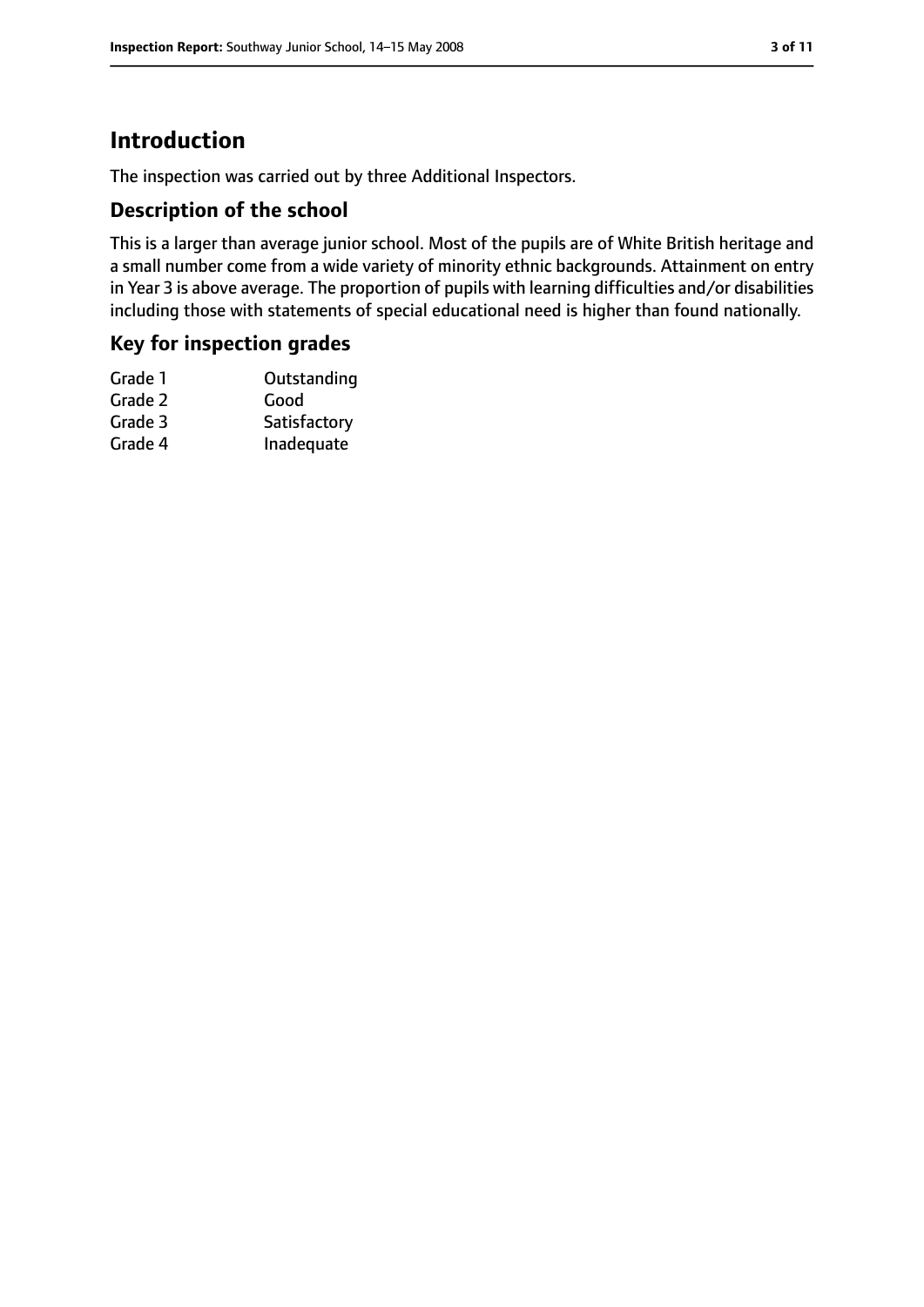# Introduction

The inspection was carried out by three Additional Inspectors.

## Description of the school

This is a larger than average junior school. Most of the pupils are of White British heritage and a small number come from a wide variety of minority ethnic backgrounds. Attainment on entry in Year 3 is above average. The proportion of pupils with learning difficulties and/or disabilities including those with statements of special educational need is higher than found nationally.

## Key for inspection grades

| | |
|---|---|
| Grade 1 | Outstanding |
| Grade 2 | Good |
| Grade 3 | Satisfactory |
| Grade 4 | Inadequate |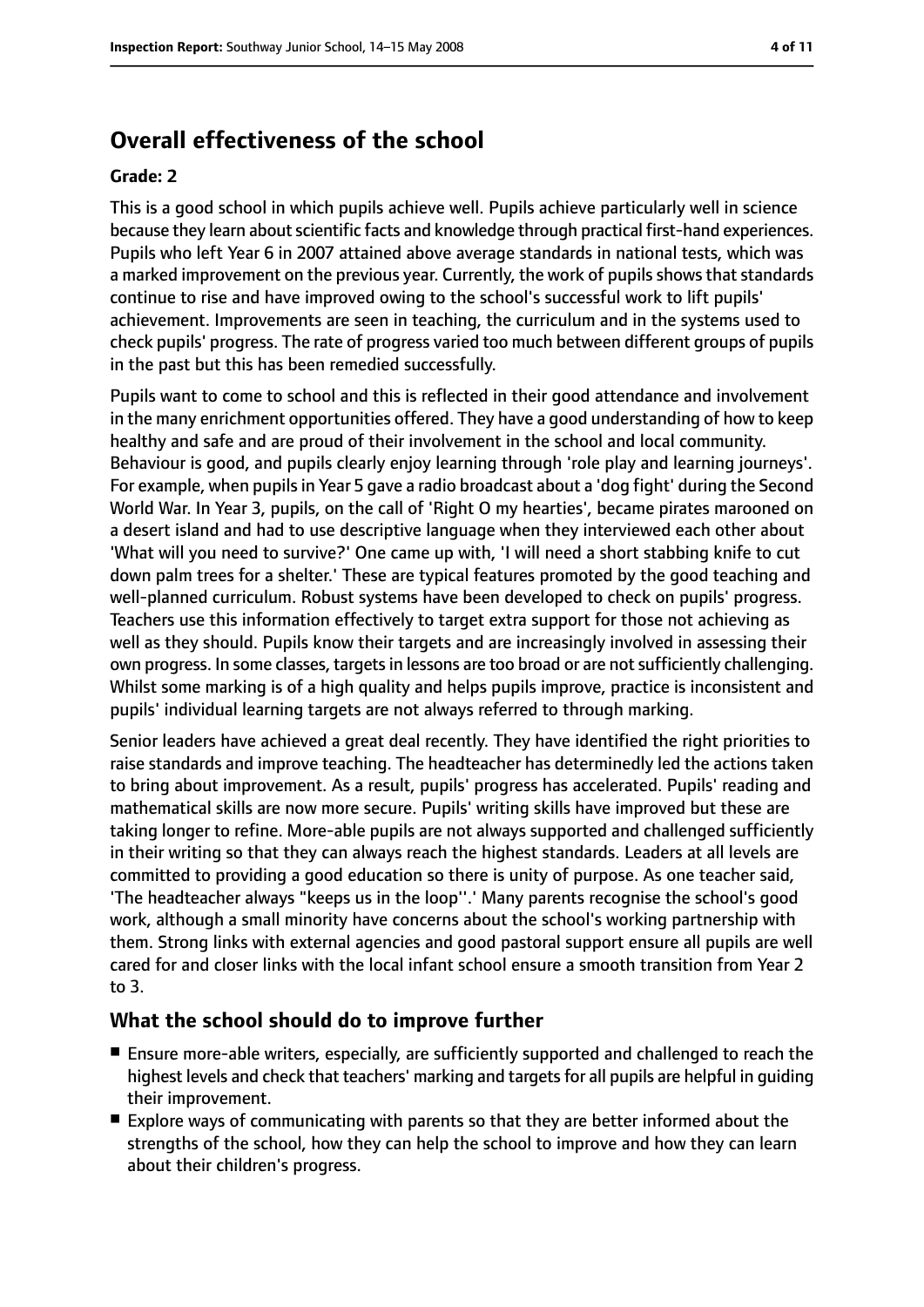## Overall effectiveness of the school

**Grade: 2**

This is a good school in which pupils achieve well. Pupils achieve particularly well in science because they learn about scientific facts and knowledge through practical first-hand experiences. Pupils who left Year 6 in 2007 attained above average standards in national tests, which was a marked improvement on the previous year. Currently, the work of pupils shows that standards continue to rise and have improved owing to the school's successful work to lift pupils' achievement. Improvements are seen in teaching, the curriculum and in the systems used to check pupils' progress. The rate of progress varied too much between different groups of pupils in the past but this has been remedied successfully.

Pupils want to come to school and this is reflected in their good attendance and involvement in the many enrichment opportunities offered. They have a good understanding of how to keep healthy and safe and are proud of their involvement in the school and local community. Behaviour is good, and pupils clearly enjoy learning through 'role play and learning journeys'. For example, when pupils in Year 5 gave a radio broadcast about a 'dog fight' during the Second World War. In Year 3, pupils, on the call of 'Right O my hearties', became pirates marooned on a desert island and had to use descriptive language when they interviewed each other about 'What will you need to survive?' One came up with, 'I will need a short stabbing knife to cut down palm trees for a shelter.' These are typical features promoted by the good teaching and well-planned curriculum. Robust systems have been developed to check on pupils' progress. Teachers use this information effectively to target extra support for those not achieving as well as they should. Pupils know their targets and are increasingly involved in assessing their own progress. In some classes, targets in lessons are too broad or are not sufficiently challenging. Whilst some marking is of a high quality and helps pupils improve, practice is inconsistent and pupils' individual learning targets are not always referred to through marking.

Senior leaders have achieved a great deal recently. They have identified the right priorities to raise standards and improve teaching. The headteacher has determinedly led the actions taken to bring about improvement. As a result, pupils' progress has accelerated. Pupils' reading and mathematical skills are now more secure. Pupils' writing skills have improved but these are taking longer to refine. More-able pupils are not always supported and challenged sufficiently in their writing so that they can always reach the highest standards. Leaders at all levels are committed to providing a good education so there is unity of purpose. As one teacher said, 'The headteacher always "keeps us in the loop''.' Many parents recognise the school's good work, although a small minority have concerns about the school's working partnership with them. Strong links with external agencies and good pastoral support ensure all pupils are well cared for and closer links with the local infant school ensure a smooth transition from Year 2 to 3.

### What the school should do to improve further

- Ensure more-able writers, especially, are sufficiently supported and challenged to reach the highest levels and check that teachers' marking and targets for all pupils are helpful in guiding their improvement.
- Explore ways of communicating with parents so that they are better informed about the strengths of the school, how they can help the school to improve and how they can learn about their children's progress.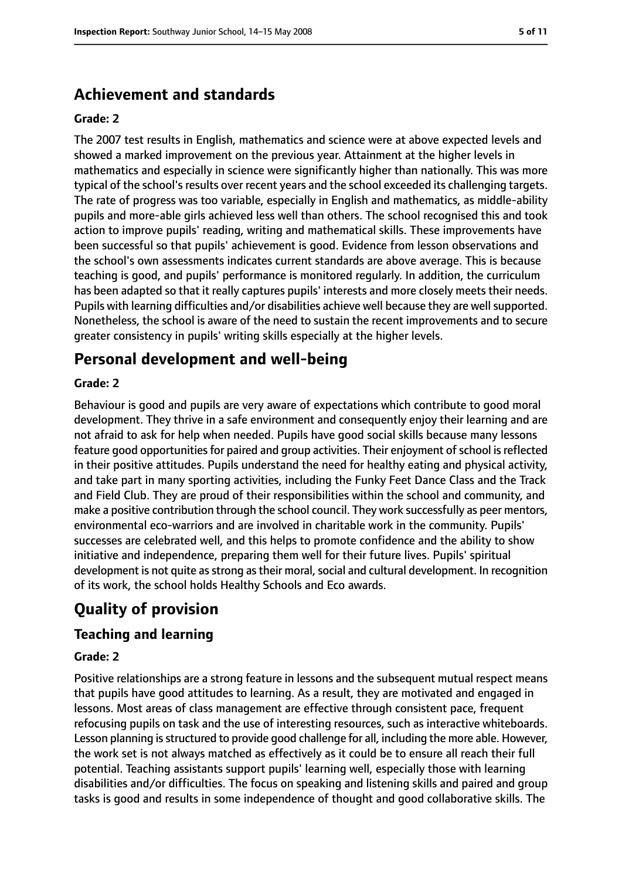## Achievement and standards

**Grade: 2**

The 2007 test results in English, mathematics and science were at above expected levels and showed a marked improvement on the previous year. Attainment at the higher levels in mathematics and especially in science were significantly higher than nationally. This was more typical of the school's results over recent years and the school exceeded its challenging targets. The rate of progress was too variable, especially in English and mathematics, as middle-ability pupils and more-able girls achieved less well than others. The school recognised this and took action to improve pupils' reading, writing and mathematical skills. These improvements have been successful so that pupils' achievement is good. Evidence from lesson observations and the school's own assessments indicates current standards are above average. This is because teaching is good, and pupils' performance is monitored regularly. In addition, the curriculum has been adapted so that it really captures pupils' interests and more closely meets their needs. Pupils with learning difficulties and/or disabilities achieve well because they are well supported. Nonetheless, the school is aware of the need to sustain the recent improvements and to secure greater consistency in pupils' writing skills especially at the higher levels.

## Personal development and well-being

**Grade: 2**

Behaviour is good and pupils are very aware of expectations which contribute to good moral development. They thrive in a safe environment and consequently enjoy their learning and are not afraid to ask for help when needed. Pupils have good social skills because many lessons feature good opportunities for paired and group activities. Their enjoyment of school is reflected in their positive attitudes. Pupils understand the need for healthy eating and physical activity, and take part in many sporting activities, including the Funky Feet Dance Class and the Track and Field Club. They are proud of their responsibilities within the school and community, and make a positive contribution through the school council. They work successfully as peer mentors, environmental eco-warriors and are involved in charitable work in the community. Pupils' successes are celebrated well, and this helps to promote confidence and the ability to show initiative and independence, preparing them well for their future lives. Pupils' spiritual development is not quite as strong as their moral, social and cultural development. In recognition of its work, the school holds Healthy Schools and Eco awards.

# Quality of provision

## Teaching and learning

**Grade: 2**

Positive relationships are a strong feature in lessons and the subsequent mutual respect means that pupils have good attitudes to learning. As a result, they are motivated and engaged in lessons. Most areas of class management are effective through consistent pace, frequent refocusing pupils on task and the use of interesting resources, such as interactive whiteboards. Lesson planning is structured to provide good challenge for all, including the more able. However, the work set is not always matched as effectively as it could be to ensure all reach their full potential. Teaching assistants support pupils' learning well, especially those with learning disabilities and/or difficulties. The focus on speaking and listening skills and paired and group tasks is good and results in some independence of thought and good collaborative skills. The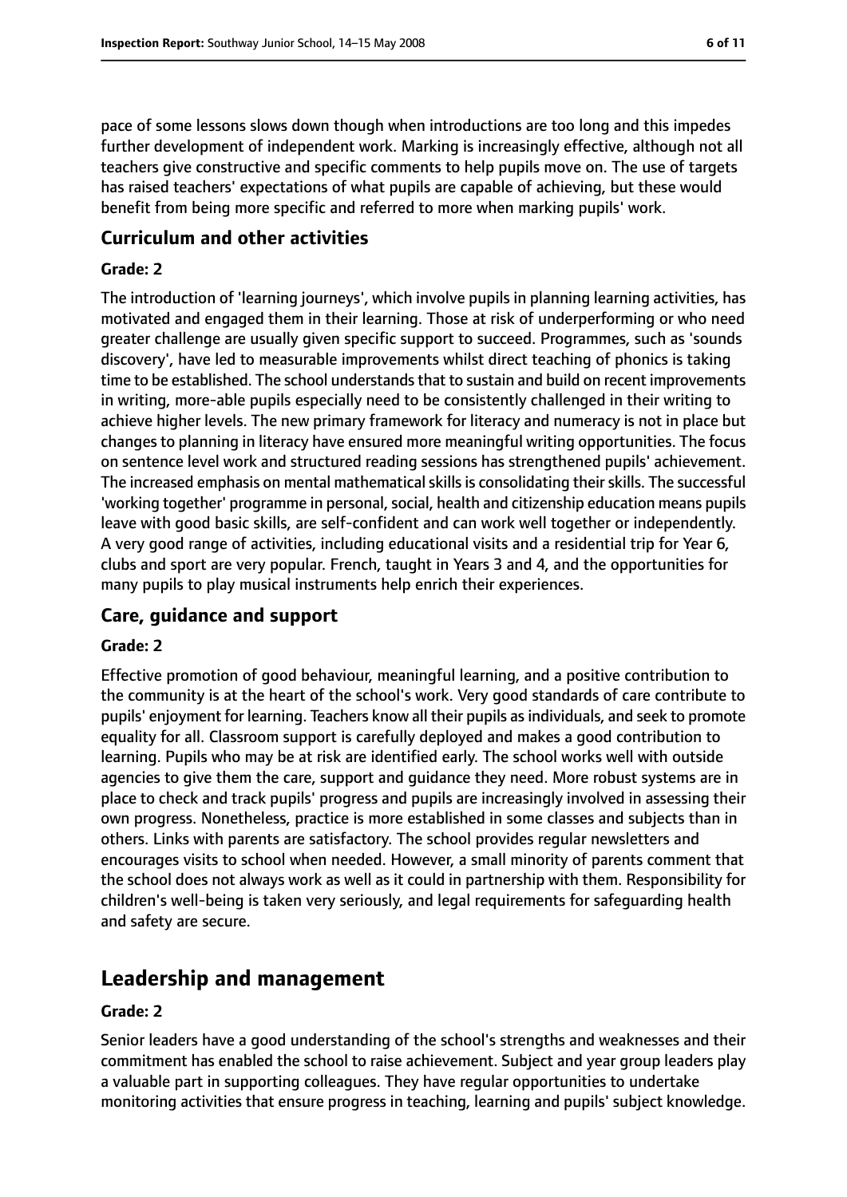pace of some lessons slows down though when introductions are too long and this impedes further development of independent work. Marking is increasingly effective, although not all teachers give constructive and specific comments to help pupils move on. The use of targets has raised teachers' expectations of what pupils are capable of achieving, but these would benefit from being more specific and referred to more when marking pupils' work.

### Curriculum and other activities

#### Grade: 2

The introduction of 'learning journeys', which involve pupils in planning learning activities, has motivated and engaged them in their learning. Those at risk of underperforming or who need greater challenge are usually given specific support to succeed. Programmes, such as 'sounds discovery', have led to measurable improvements whilst direct teaching of phonics is taking time to be established. The school understands that to sustain and build on recent improvements in writing, more-able pupils especially need to be consistently challenged in their writing to achieve higher levels. The new primary framework for literacy and numeracy is not in place but changes to planning in literacy have ensured more meaningful writing opportunities. The focus on sentence level work and structured reading sessions has strengthened pupils' achievement. The increased emphasis on mental mathematical skills is consolidating their skills. The successful 'working together' programme in personal, social, health and citizenship education means pupils leave with good basic skills, are self-confident and can work well together or independently. A very good range of activities, including educational visits and a residential trip for Year 6, clubs and sport are very popular. French, taught in Years 3 and 4, and the opportunities for many pupils to play musical instruments help enrich their experiences.

### Care, guidance and support

#### Grade: 2

Effective promotion of good behaviour, meaningful learning, and a positive contribution to the community is at the heart of the school's work. Very good standards of care contribute to pupils' enjoyment for learning. Teachers know all their pupils as individuals, and seek to promote equality for all. Classroom support is carefully deployed and makes a good contribution to learning. Pupils who may be at risk are identified early. The school works well with outside agencies to give them the care, support and guidance they need. More robust systems are in place to check and track pupils' progress and pupils are increasingly involved in assessing their own progress. Nonetheless, practice is more established in some classes and subjects than in others. Links with parents are satisfactory. The school provides regular newsletters and encourages visits to school when needed. However, a small minority of parents comment that the school does not always work as well as it could in partnership with them. Responsibility for children's well-being is taken very seriously, and legal requirements for safeguarding health and safety are secure.

## Leadership and management

#### Grade: 2

Senior leaders have a good understanding of the school's strengths and weaknesses and their commitment has enabled the school to raise achievement. Subject and year group leaders play a valuable part in supporting colleagues. They have regular opportunities to undertake monitoring activities that ensure progress in teaching, learning and pupils' subject knowledge.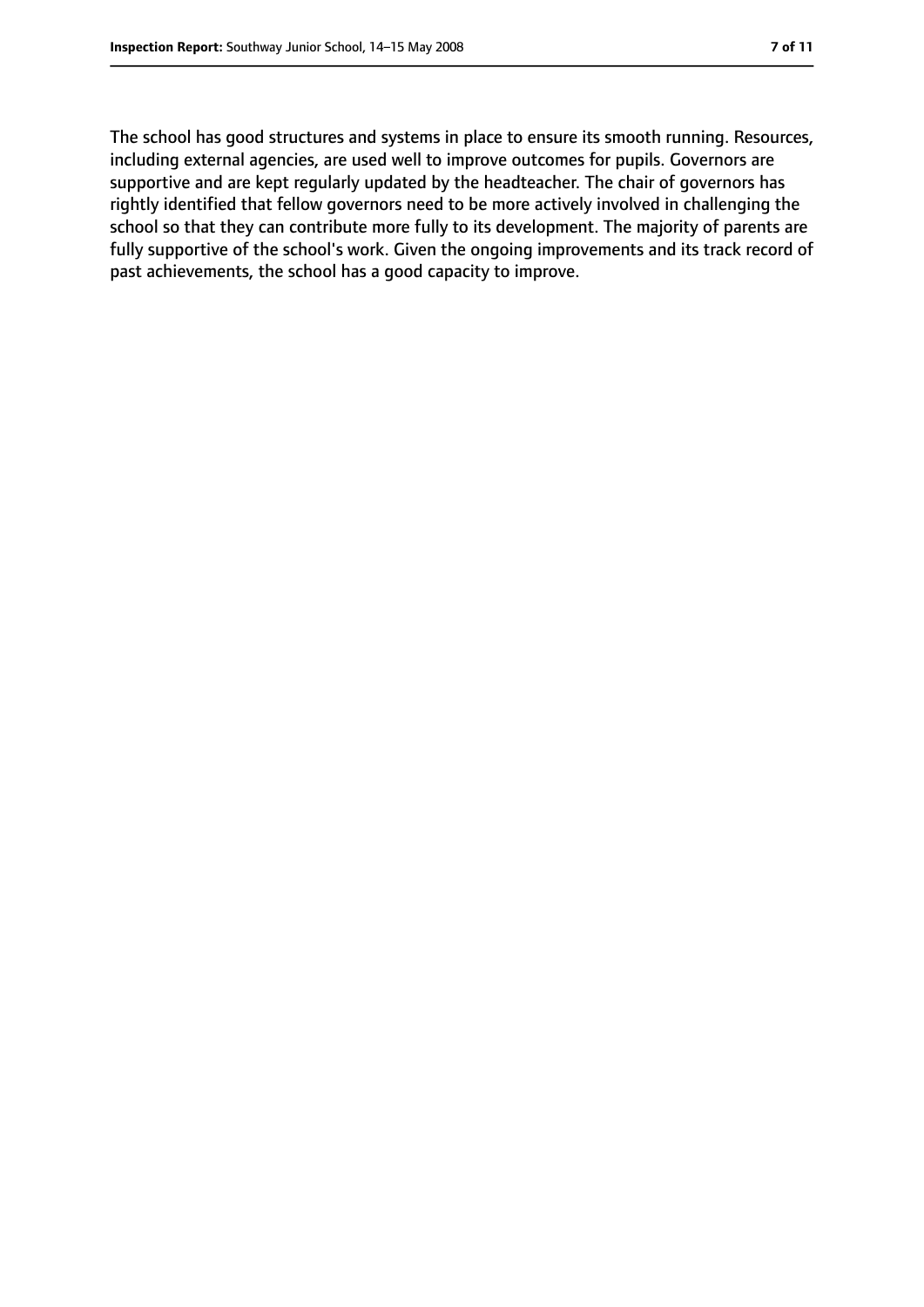The school has good structures and systems in place to ensure its smooth running. Resources, including external agencies, are used well to improve outcomes for pupils. Governors are supportive and are kept regularly updated by the headteacher. The chair of governors has rightly identified that fellow governors need to be more actively involved in challenging the school so that they can contribute more fully to its development. The majority of parents are fully supportive of the school's work. Given the ongoing improvements and its track record of past achievements, the school has a good capacity to improve.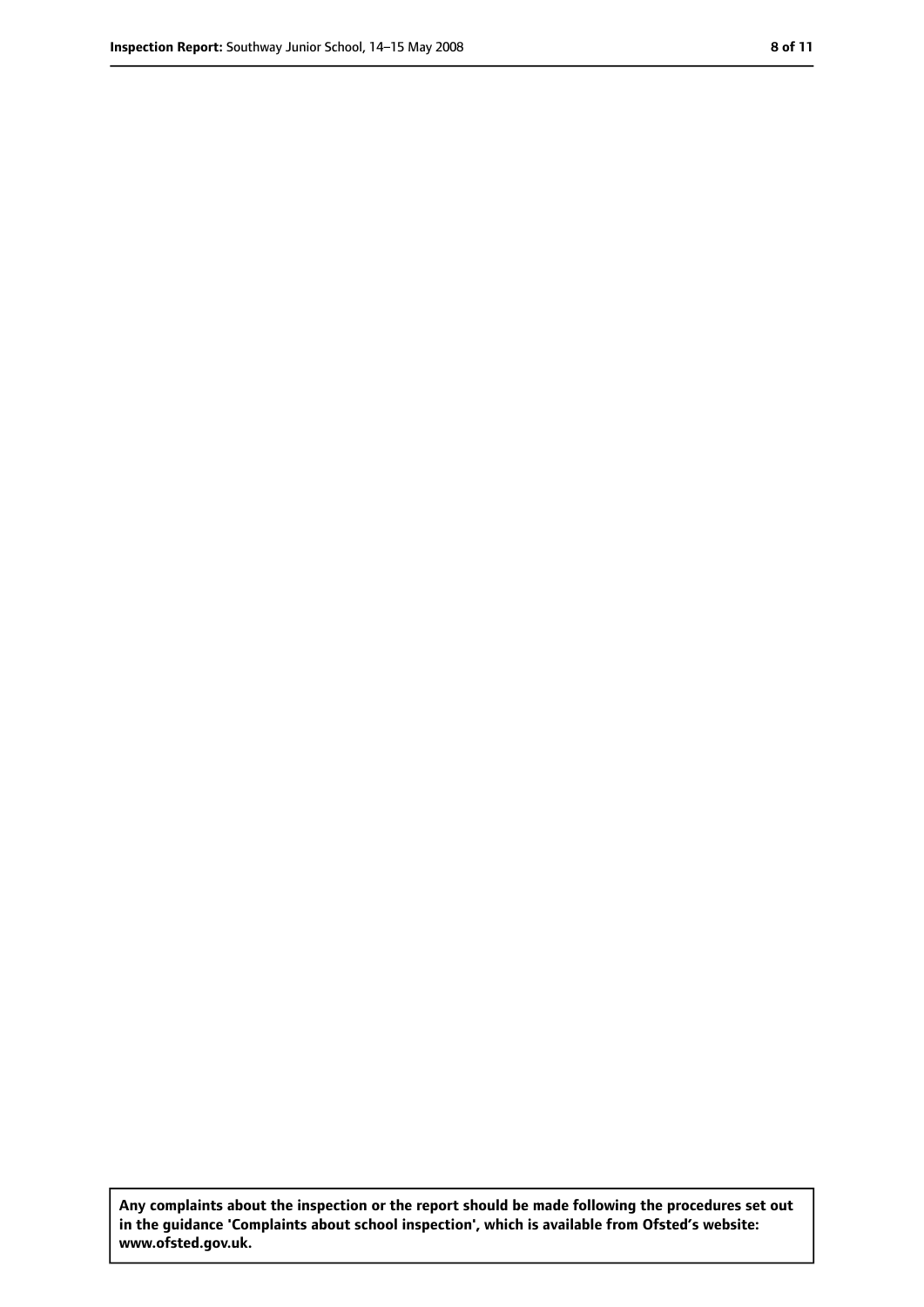**Any complaints about the inspection or the report should be made following the procedures set out in the guidance 'Complaints about school inspection', which is available from Ofsted's website: www.ofsted.gov.uk.**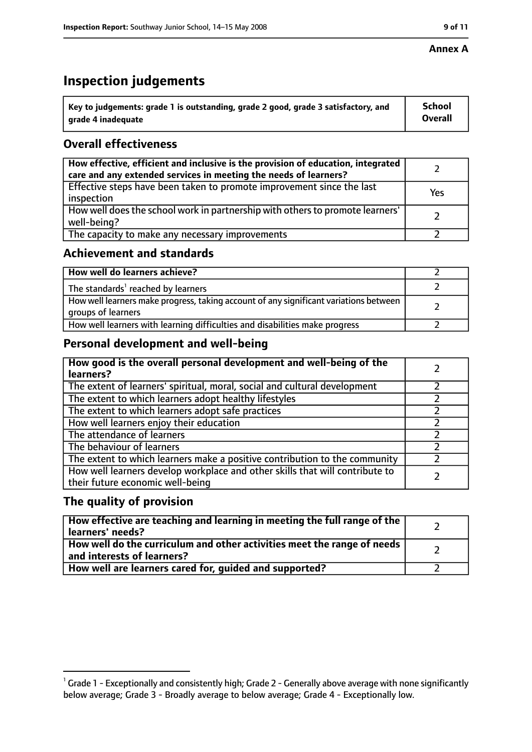**Annex A**

# Inspection judgements

| Key to judgements: grade 1 is outstanding, grade 2 good, grade 3 satisfactory, and grade 4 inadequate | School Overall |
|---|---|

## Overall effectiveness

| | |
|---|---|
| **How effective, efficient and inclusive is the provision of education, integrated care and any extended services in meeting the needs of learners?** | 2 |
| Effective steps have been taken to promote improvement since the last inspection | Yes |
| How well does the school work in partnership with others to promote learners' well-being? | 2 |
| The capacity to make any necessary improvements | 2 |

## Achievement and standards

| | |
|---|---|
| **How well do learners achieve?** | 2 |
| The standards[1] reached by learners | 2 |
| How well learners make progress, taking account of any significant variations between groups of learners | 2 |
| How well learners with learning difficulties and disabilities make progress | 2 |

## Personal development and well-being

| | |
|---|---|
| **How good is the overall personal development and well-being of the learners?** | 2 |
| The extent of learners' spiritual, moral, social and cultural development | 2 |
| The extent to which learners adopt healthy lifestyles | 2 |
| The extent to which learners adopt safe practices | 2 |
| How well learners enjoy their education | 2 |
| The attendance of learners | 2 |
| The behaviour of learners | 2 |
| The extent to which learners make a positive contribution to the community | 2 |
| How well learners develop workplace and other skills that will contribute to their future economic well-being | 2 |

## The quality of provision

| | |
|---|---|
| **How effective are teaching and learning in meeting the full range of the learners' needs?** | 2 |
| **How well do the curriculum and other activities meet the range of needs and interests of learners?** | 2 |
| **How well are learners cared for, guided and supported?** | 2 |

[1] Grade 1 - Exceptionally and consistently high; Grade 2 - Generally above average with none significantly below average; Grade 3 - Broadly average to below average; Grade 4 - Exceptionally low.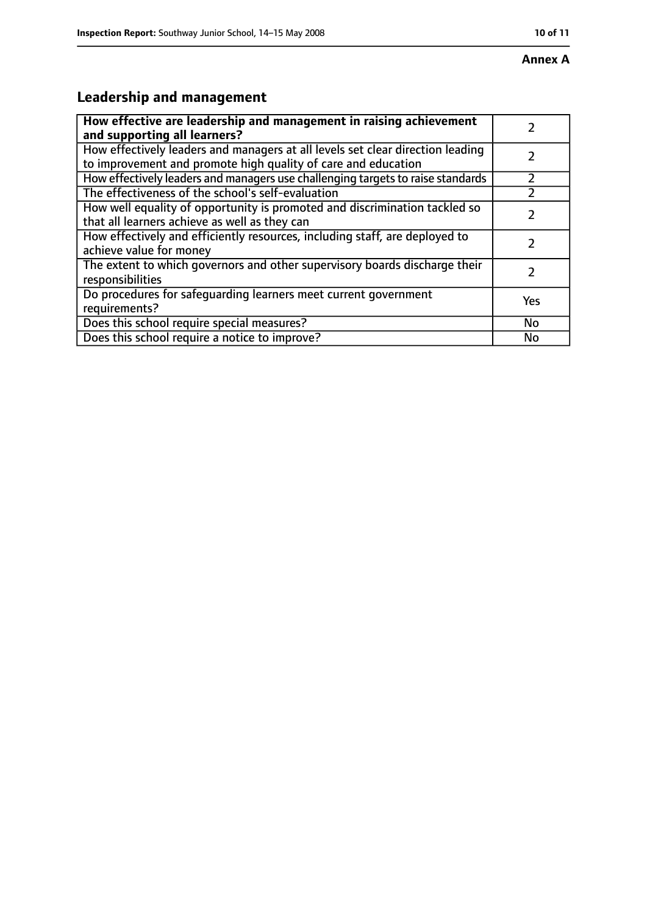**Annex A**

## Leadership and management

| How effective are leadership and management in raising achievement and supporting all learners? | 2 |
|---|---|
| How effectively leaders and managers at all levels set clear direction leading to improvement and promote high quality of care and education | 2 |
| How effectively leaders and managers use challenging targets to raise standards | 2 |
| The effectiveness of the school's self-evaluation | 2 |
| How well equality of opportunity is promoted and discrimination tackled so that all learners achieve as well as they can | 2 |
| How effectively and efficiently resources, including staff, are deployed to achieve value for money | 2 |
| The extent to which governors and other supervisory boards discharge their responsibilities | 2 |
| Do procedures for safeguarding learners meet current government requirements? | Yes |
| Does this school require special measures? | No |
| Does this school require a notice to improve? | No |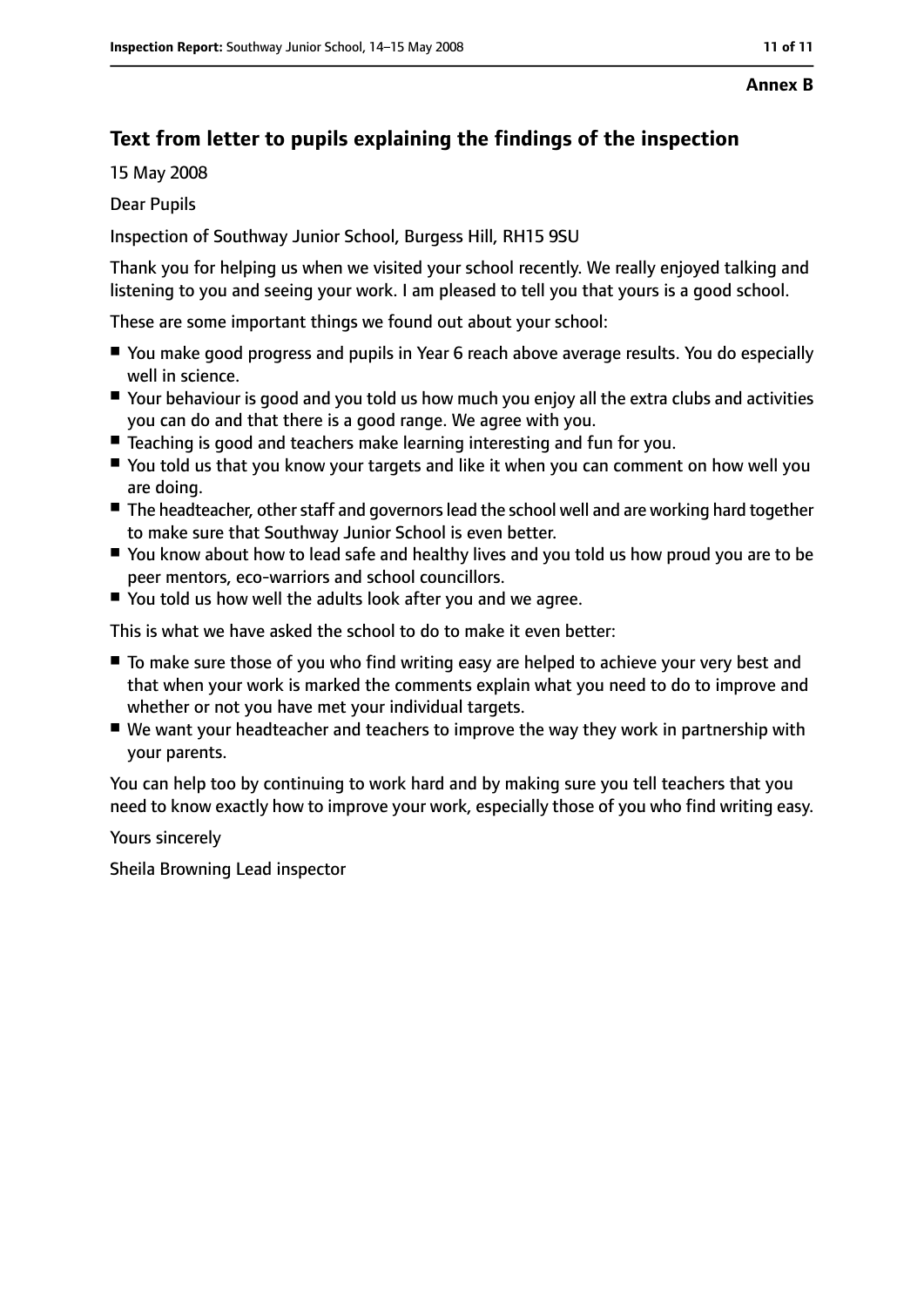**Annex B**

## Text from letter to pupils explaining the findings of the inspection

15 May 2008

Dear Pupils

Inspection of Southway Junior School, Burgess Hill, RH15 9SU

Thank you for helping us when we visited your school recently. We really enjoyed talking and listening to you and seeing your work. I am pleased to tell you that yours is a good school.

These are some important things we found out about your school:

- You make good progress and pupils in Year 6 reach above average results. You do especially well in science.
- Your behaviour is good and you told us how much you enjoy all the extra clubs and activities you can do and that there is a good range. We agree with you.
- Teaching is good and teachers make learning interesting and fun for you.
- You told us that you know your targets and like it when you can comment on how well you are doing.
- The headteacher, other staff and governors lead the school well and are working hard together to make sure that Southway Junior School is even better.
- You know about how to lead safe and healthy lives and you told us how proud you are to be peer mentors, eco-warriors and school councillors.
- You told us how well the adults look after you and we agree.

This is what we have asked the school to do to make it even better:

- To make sure those of you who find writing easy are helped to achieve your very best and that when your work is marked the comments explain what you need to do to improve and whether or not you have met your individual targets.
- We want your headteacher and teachers to improve the way they work in partnership with your parents.

You can help too by continuing to work hard and by making sure you tell teachers that you need to know exactly how to improve your work, especially those of you who find writing easy.

Yours sincerely

Sheila Browning Lead inspector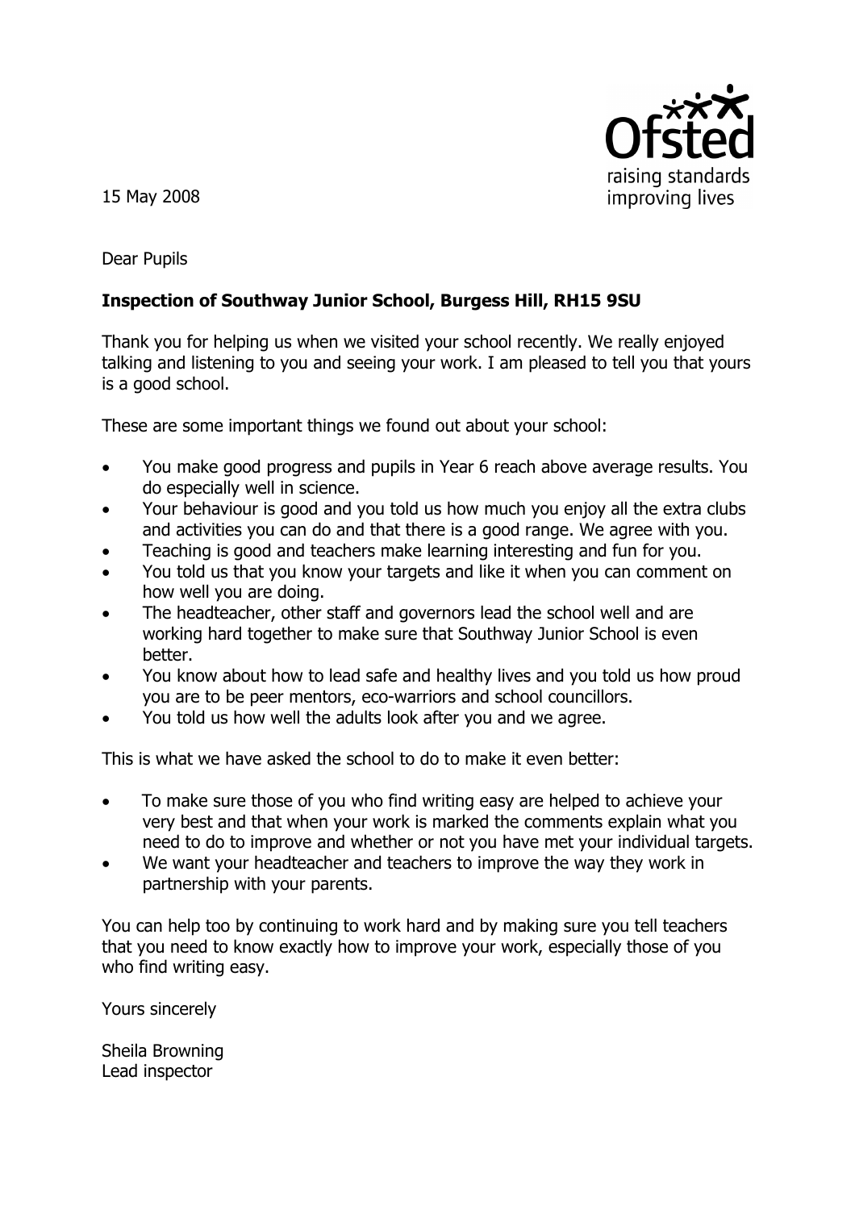15 May 2008

Dear Pupils

**Inspection of Southway Junior School, Burgess Hill, RH15 9SU**

Thank you for helping us when we visited your school recently. We really enjoyed talking and listening to you and seeing your work. I am pleased to tell you that yours is a good school.

These are some important things we found out about your school:

- You make good progress and pupils in Year 6 reach above average results. You do especially well in science.
- Your behaviour is good and you told us how much you enjoy all the extra clubs and activities you can do and that there is a good range. We agree with you.
- Teaching is good and teachers make learning interesting and fun for you.
- You told us that you know your targets and like it when you can comment on how well you are doing.
- The headteacher, other staff and governors lead the school well and are working hard together to make sure that Southway Junior School is even better.
- You know about how to lead safe and healthy lives and you told us how proud you are to be peer mentors, eco-warriors and school councillors.
- You told us how well the adults look after you and we agree.

This is what we have asked the school to do to make it even better:

- To make sure those of you who find writing easy are helped to achieve your very best and that when your work is marked the comments explain what you need to do to improve and whether or not you have met your individual targets.
- We want your headteacher and teachers to improve the way they work in partnership with your parents.

You can help too by continuing to work hard and by making sure you tell teachers that you need to know exactly how to improve your work, especially those of you who find writing easy.

Yours sincerely

Sheila Browning
Lead inspector